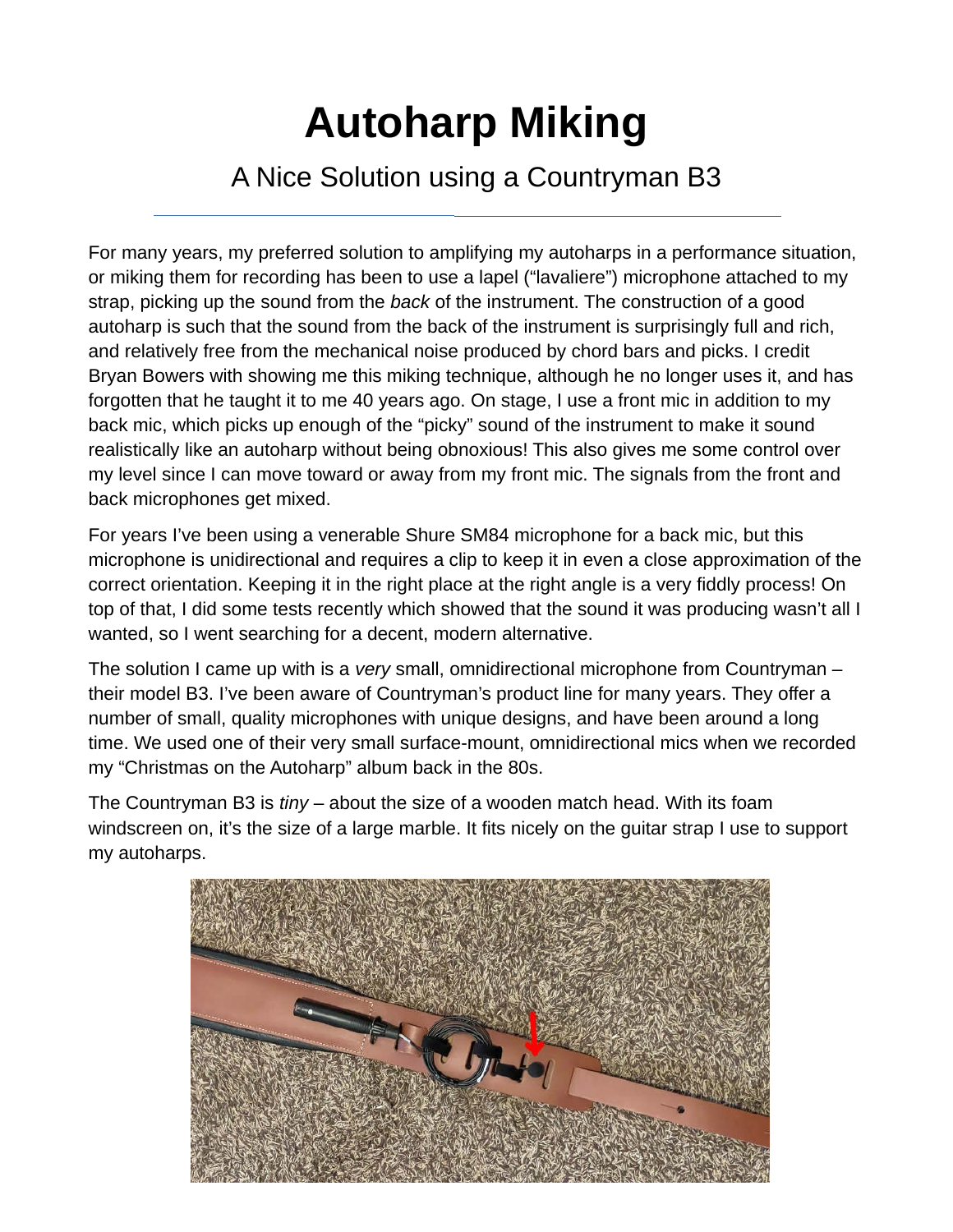# Autoharp Miking

## A Nice Solution using a Countryman B3

For many years, my preferred solution to amplifying my autoharps in a performance situation, or miking them for recording has been to use a lapel ("lavaliere") microphone attached to my strap, picking up the sound from the *back* of the instrument. The construction of a good autoharp is such that the sound from the back of the instrument is surprisingly full and rich, and relatively free from the mechanical noise produced by chord bars and picks. I credit Bryan Bowers with showing me this miking technique, although he no longer uses it, and has forgotten that he taught it to me 40 years ago. On stage, I use a front mic in addition to my back mic, which picks up enough of the "picky" sound of the instrument to make it sound realistically like an autoharp without being obnoxious! This also gives me some control over my level since I can move toward or away from my front mic. The signals from the front and back microphones get mixed.

For years I've been using a venerable Shure SM84 microphone for a back mic, but this microphone is unidirectional and requires a clip to keep it in even a close approximation of the correct orientation. Keeping it in the right place at the right angle is a very fiddly process! On top of that, I did some tests recently which showed that the sound it was producing wasn't all I wanted, so I went searching for a decent, modern alternative.

The solution I came up with is a *very* small, omnidirectional microphone from Countryman – their model B3. I've been aware of Countryman's product line for many years. They offer a number of small, quality microphones with unique designs, and have been around a long time. We used one of their very small surface-mount, omnidirectional mics when we recorded my "Christmas on the Autoharp" album back in the 80s.

The Countryman B3 is *tiny* – about the size of a wooden match head. With its foam windscreen on, it's the size of a large marble. It fits nicely on the guitar strap I use to support my autoharps.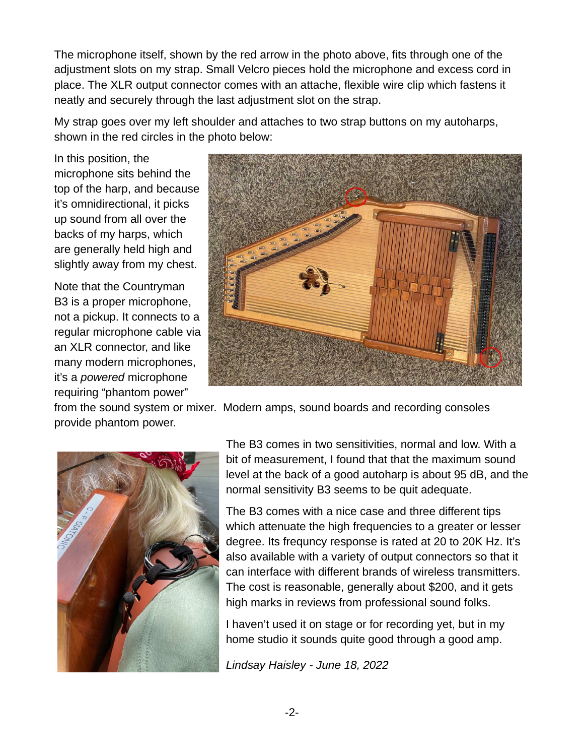The microphone itself, shown by the red arrow in the photo above, fits through one of the adjustment slots on my strap. Small Velcro pieces hold the microphone and excess cord in place. The XLR output connector comes with an attache, flexible wire clip which fastens it neatly and securely through the last adjustment slot on the strap.

My strap goes over my left shoulder and attaches to two strap buttons on my autoharps, shown in the red circles in the photo below:

In this position, the microphone sits behind the top of the harp, and because it's omnidirectional, it picks up sound from all over the backs of my harps, which are generally held high and slightly away from my chest.

Note that the Countryman B3 is a proper microphone, not a pickup. It connects to a regular microphone cable via an XLR connector, and like many modern microphones, it's a *powered* microphone requiring "phantom power" from the sound system or mixer. Modern amps, sound boards and recording consoles provide phantom power.

The B3 comes in two sensitivities, normal and low. With a bit of measurement, I found that that the maximum sound level at the back of a good autoharp is about 95 dB, and the normal sensitivity B3 seems to be quit adequate.

The B3 comes with a nice case and three different tips which attenuate the high frequencies to a greater or lesser degree. Its frequncy response is rated at 20 to 20K Hz. It's also available with a variety of output connectors so that it can interface with different brands of wireless transmitters. The cost is reasonable, generally about $200, and it gets high marks in reviews from professional sound folks.

I haven't used it on stage or for recording yet, but in my home studio it sounds quite good through a good amp.

*Lindsay Haisley - June 18, 2022*